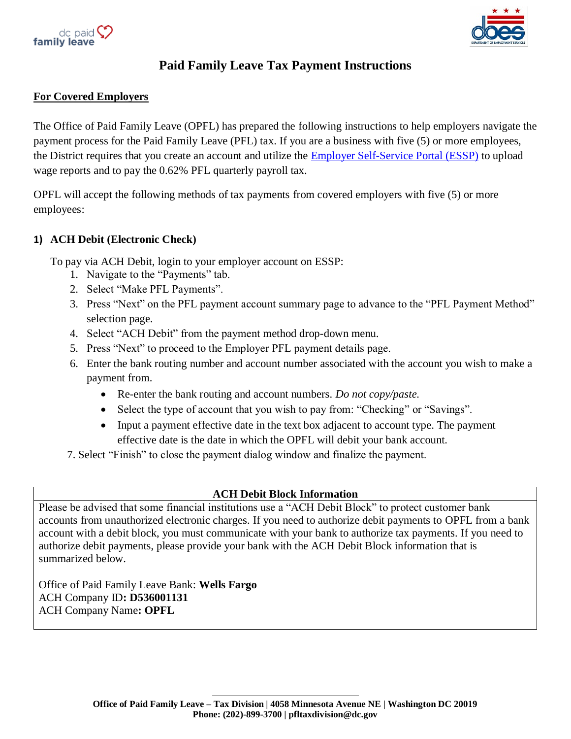# Paid Family Leave Tax Payment Instructions

## For Covered Employers

The Office of Paid Family Leave (OPFL) has prepared the following instructions to help employers navigate the payment process for the Paid Family Leave (PFL) tax. If you are a business with five (5) or more employees, the District requires that you create an account and utilize the Employer Self-Service Portal (ESSP) to upload wage reports and to pay the 0.62% PFL quarterly payroll tax.

OPFL will accept the following methods of tax payments from covered employers with five (5) or more employees:

### 1) ACH Debit (Electronic Check)

To pay via ACH Debit, login to your employer account on ESSP:

1. Navigate to the "Payments" tab.
2. Select "Make PFL Payments".
3. Press "Next" on the PFL payment account summary page to advance to the "PFL Payment Method" selection page.
4. Select "ACH Debit" from the payment method drop-down menu.
5. Press "Next" to proceed to the Employer PFL payment details page.
6. Enter the bank routing number and account number associated with the account you wish to make a payment from.
   - Re-enter the bank routing and account numbers. *Do not copy/paste.*
   - Select the type of account that you wish to pay from: "Checking" or "Savings".
   - Input a payment effective date in the text box adjacent to account type. The payment effective date is the date in which the OPFL will debit your bank account.
7. Select "Finish" to close the payment dialog window and finalize the payment.

| ACH Debit Block Information |
| --- |
| Please be advised that some financial institutions use a "ACH Debit Block" to protect customer bank accounts from unauthorized electronic charges. If you need to authorize debit payments to OPFL from a bank account with a debit block, you must communicate with your bank to authorize tax payments. If you need to authorize debit payments, please provide your bank with the ACH Debit Block information that is summarized below. <br><br> Office of Paid Family Leave Bank: **Wells Fargo** <br> ACH Company ID**: D536001131** <br> ACH Company Name**: OPFL** |

**Office of Paid Family Leave – Tax Division | 4058 Minnesota Avenue NE | Washington DC 20019**
**Phone: (202)-899-3700 | pfltaxdivision@dc.gov**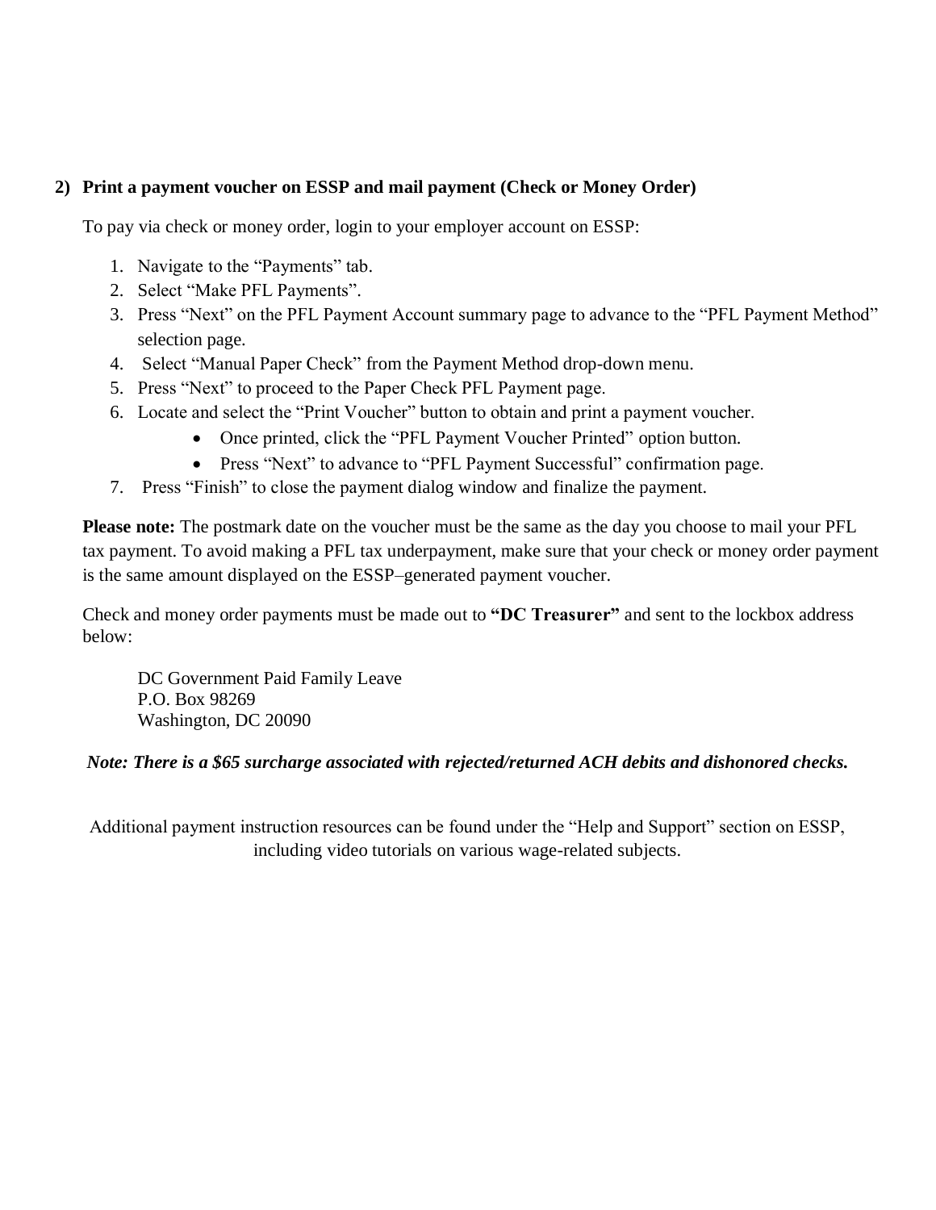### 2) Print a payment voucher on ESSP and mail payment (Check or Money Order)

To pay via check or money order, login to your employer account on ESSP:

1. Navigate to the “Payments” tab.
2. Select “Make PFL Payments”.
3. Press “Next” on the PFL Payment Account summary page to advance to the “PFL Payment Method” selection page.
4. Select “Manual Paper Check” from the Payment Method drop-down menu.
5. Press “Next” to proceed to the Paper Check PFL Payment page.
6. Locate and select the “Print Voucher” button to obtain and print a payment voucher.
   - Once printed, click the “PFL Payment Voucher Printed” option button.
   - Press “Next” to advance to “PFL Payment Successful” confirmation page.
7. Press “Finish” to close the payment dialog window and finalize the payment.

**Please note:** The postmark date on the voucher must be the same as the day you choose to mail your PFL tax payment. To avoid making a PFL tax underpayment, make sure that your check or money order payment is the same amount displayed on the ESSP–generated payment voucher.

Check and money order payments must be made out to **“DC Treasurer”** and sent to the lockbox address below:

DC Government Paid Family Leave
P.O. Box 98269
Washington, DC 20090

***Note: There is a $65 surcharge associated with rejected/returned ACH debits and dishonored checks.***

Additional payment instruction resources can be found under the “Help and Support” section on ESSP, including video tutorials on various wage-related subjects.